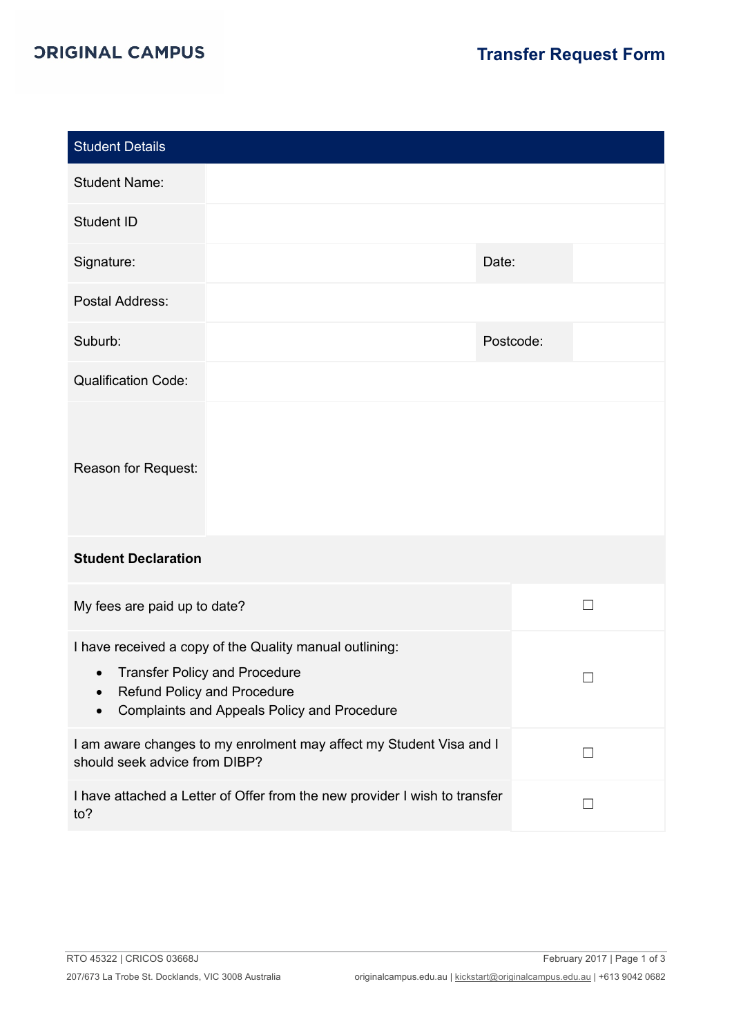ORIGINAL CAMPUS

# Transfer Request Form

| Student Details | | | |
|---|---|---|---|
| Student Name: | | | |
| Student ID | | | |
| Signature: | | Date: | |
| Postal Address: | | | |
| Suburb: | | Postcode: | |
| Qualification Code: | | | |
| Reason for Request: | | | |

| **Student Declaration** | |
|---|---|
| My fees are paid up to date? | ☐ |
| I have received a copy of the Quality manual outlining: <br>• Transfer Policy and Procedure <br>• Refund Policy and Procedure <br>• Complaints and Appeals Policy and Procedure | ☐ |
| I am aware changes to my enrolment may affect my Student Visa and I should seek advice from DIBP? | ☐ |
| I have attached a Letter of Offer from the new provider I wish to transfer to? | ☐ |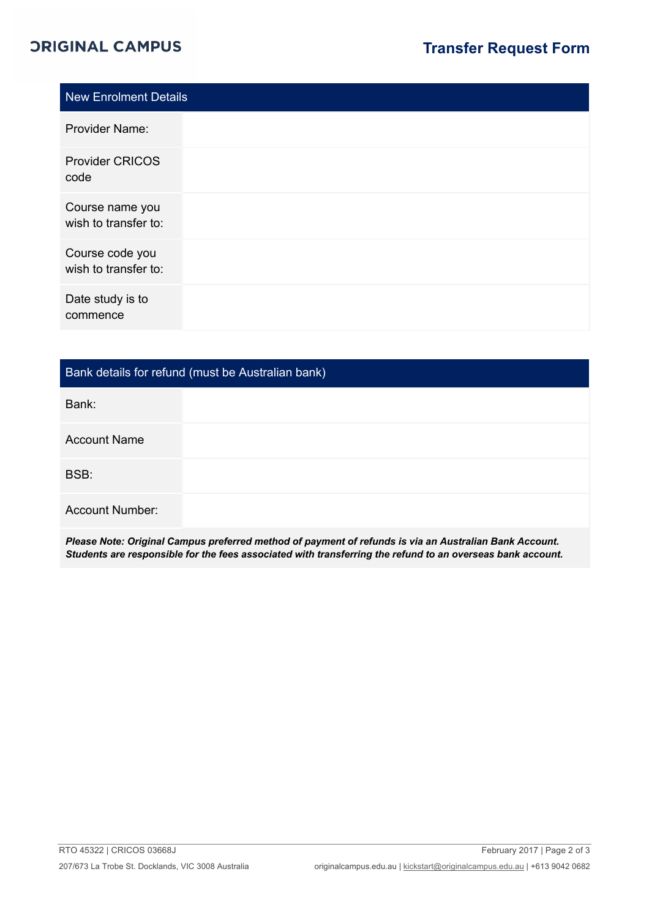| New Enrolment Details | |
|---|---|
| Provider Name: | |
| Provider CRICOS code | |
| Course name you wish to transfer to: | |
| Course code you wish to transfer to: | |
| Date study is to commence | |

| Bank details for refund (must be Australian bank) | |
|---|---|
| Bank: | |
| Account Name | |
| BSB: | |
| Account Number: | |

***Please Note: Original Campus preferred method of payment of refunds is via an Australian Bank Account. Students are responsible for the fees associated with transferring the refund to an overseas bank account.***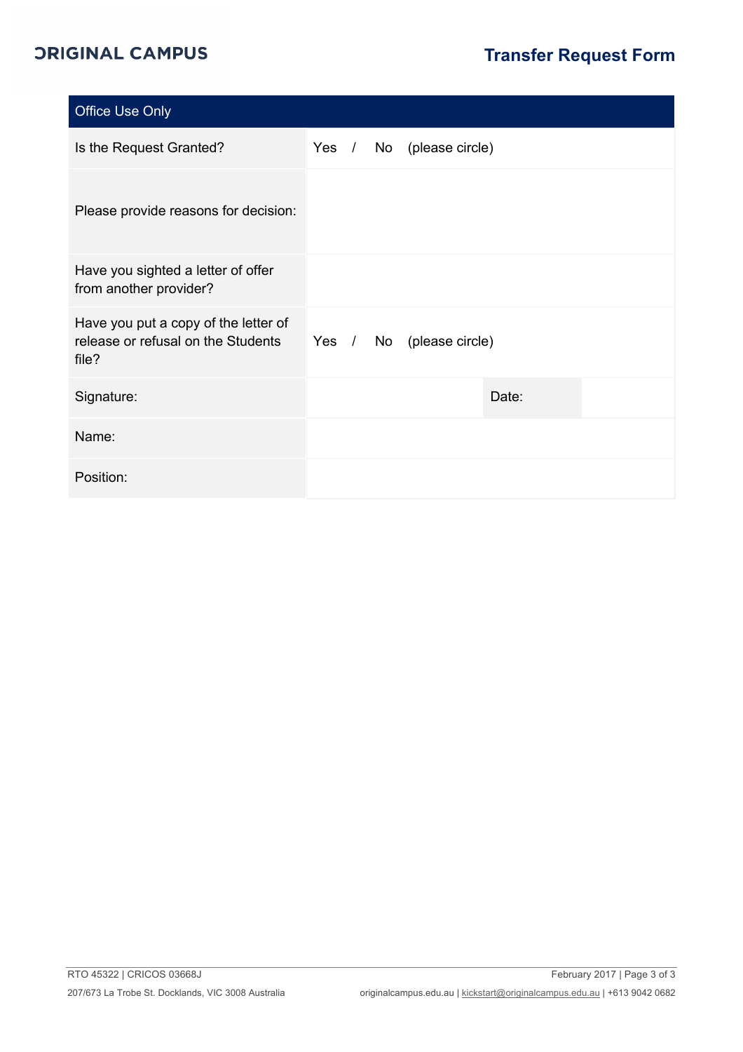ORIGINAL CAMPUS

# Transfer Request Form

| Office Use Only | | | |
|---|---|---|---|
| Is the Request Granted? | Yes / No (please circle) | | |
| Please provide reasons for decision: | | | |
| Have you sighted a letter of offer from another provider? | | | |
| Have you put a copy of the letter of release or refusal on the Students file? | Yes / No (please circle) | | |
| Signature: | | Date: | |
| Name: | | | |
| Position: | | | |

RTO 45322 | CRICOS 03668J

February 2017

207/673 La Trobe St. Docklands, VIC 3008 Australia

originalcampus.edu.au | kickstart@originalcampus.edu.au | +613 9042 0682